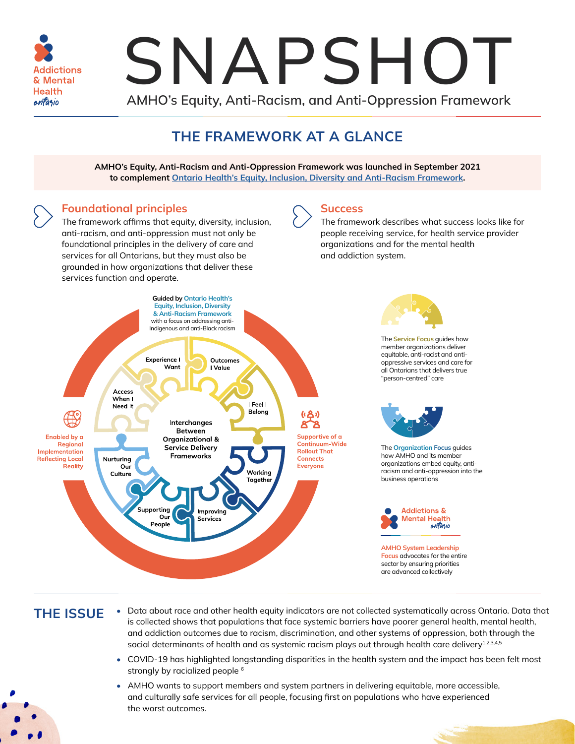Addictions & Mental Health ontario

# SNAPSHOT

AMHO's Equity, Anti-Racism, and Anti-Oppression Framework

## THE FRAMEWORK AT A GLANCE

**AMHO's Equity, Anti-Racism and Anti-Oppression Framework was launched in September 2021 to complement Ontario Health's Equity, Inclusion, Diversity and Anti-Racism Framework.**

### Foundational principles

The framework affirms that equity, diversity, inclusion, anti-racism, and anti-oppression must not only be foundational principles in the delivery of care and services for all Ontarians, but they must also be grounded in how organizations that deliver these services function and operate.

### Success

The framework describes what success looks like for people receiving service, for health service provider organizations and for the mental health and addiction system.

Guided by Ontario Health's Equity, Inclusion, Diversity & Anti-Racism Framework with a focus on addressing anti-Indigenous and anti-Black racism

Experience I Want

Outcomes I Value

I Feel I Belong

Access When I Need It

Interchanges Between Organizational & Service Delivery Frameworks

Nurturing Our Culture

Working Together

Supporting Our People

Improving Services

Enabled by a Regional Implementation Reflecting Local Reality

Supportive of a Continuum-Wide Rollout That Connects Everyone

The **Service Focus** guides how member organizations deliver equitable, anti-racist and anti-oppressive services and care for all Ontarians that delivers true "person-centred" care

The **Organization Focus** guides how AMHO and its member organizations embed equity, anti-racism and anti-oppression into the business operations

Addictions & Mental Health ontario

**AMHO System Leadership Focus** advocates for the entire sector by ensuring priorities are advanced collectively

## THE ISSUE

- Data about race and other health equity indicators are not collected systematically across Ontario. Data that is collected shows that populations that face systemic barriers have poorer general health, mental health, and addiction outcomes due to racism, discrimination, and other systems of oppression, both through the social determinants of health and as systemic racism plays out through health care delivery[1,2,3,4,5]
- COVID-19 has highlighted longstanding disparities in the health system and the impact has been felt most strongly by racialized people [6]
- AMHO wants to support members and system partners in delivering equitable, more accessible, and culturally safe services for all people, focusing first on populations who have experienced the worst outcomes.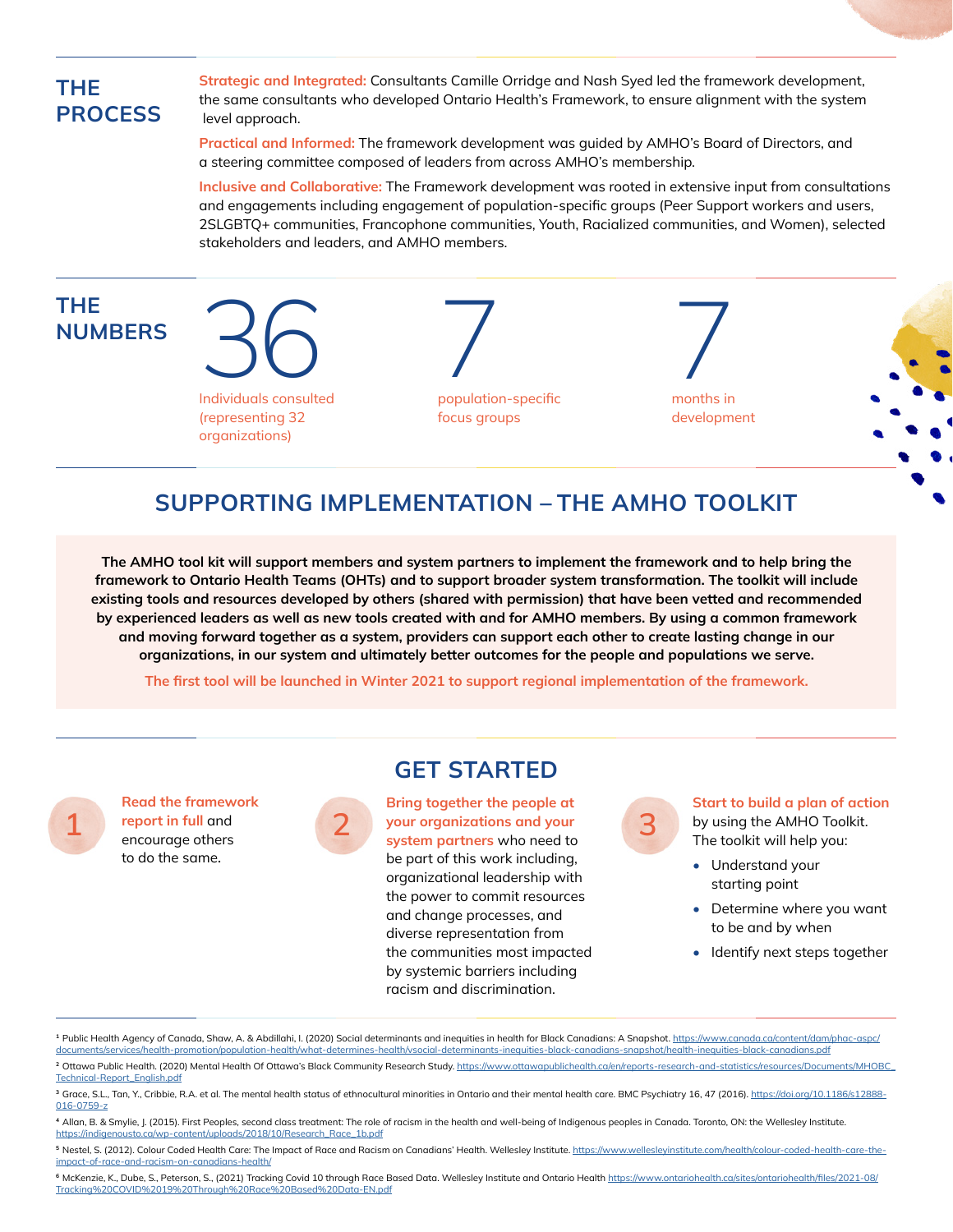## THE PROCESS

**Strategic and Integrated:** Consultants Camille Orridge and Nash Syed led the framework development, the same consultants who developed Ontario Health's Framework, to ensure alignment with the system level approach.

**Practical and Informed:** The framework development was guided by AMHO's Board of Directors, and a steering committee composed of leaders from across AMHO's membership.

**Inclusive and Collaborative:** The Framework development was rooted in extensive input from consultations and engagements including engagement of population-specific groups (Peer Support workers and users, 2SLGBTQ+ communities, Francophone communities, Youth, Racialized communities, and Women), selected stakeholders and leaders, and AMHO members.

## THE NUMBERS

**36**
Individuals consulted (representing 32 organizations)

**7**
population-specific focus groups

**7**
months in development

## SUPPORTING IMPLEMENTATION – THE AMHO TOOLKIT

**The AMHO tool kit will support members and system partners to implement the framework and to help bring the framework to Ontario Health Teams (OHTs) and to support broader system transformation. The toolkit will include existing tools and resources developed by others (shared with permission) that have been vetted and recommended by experienced leaders as well as new tools created with and for AMHO members. By using a common framework and moving forward together as a system, providers can support each other to create lasting change in our organizations, in our system and ultimately better outcomes for the people and populations we serve.**

**The first tool will be launched in Winter 2021 to support regional implementation of the framework.**

## GET STARTED

1. **Read the framework report in full** and encourage others to do the same.

2. **Bring together the people at your organizations and your system partners** who need to be part of this work including, organizational leadership with the power to commit resources and change processes, and diverse representation from the communities most impacted by systemic barriers including racism and discrimination.

3. **Start to build a plan of action** by using the AMHO Toolkit. The toolkit will help you:
   - Understand your starting point
   - Determine where you want to be and by when
   - Identify next steps together

---

[1] Public Health Agency of Canada, Shaw, A. & Abdillahi, I. (2020) Social determinants and inequities in health for Black Canadians: A Snapshot. https://www.canada.ca/content/dam/phac-aspc/documents/services/health-promotion/population-health/what-determines-health/social-determinants-inequities-black-canadians-snapshot/health-inequities-black-canadians.pdf

[2] Ottawa Public Health. (2020) Mental Health Of Ottawa's Black Community Research Study. https://www.ottawapublichealth.ca/en/reports-research-and-statistics/resources/Documents/MHOBC_Technical-Report_English.pdf

[3] Grace, S.L., Tan, Y., Cribbie, R.A. et al. The mental health status of ethnocultural minorities in Ontario and their mental health care. BMC Psychiatry 16, 47 (2016). https://doi.org/10.1186/s12888-016-0759-z

[4] Allan, B. & Smylie, J. (2015). First Peoples, second class treatment: The role of racism in the health and well-being of Indigenous peoples in Canada. Toronto, ON: the Wellesley Institute. https://indigenousto.ca/wp-content/uploads/2018/10/Research_Race_1b.pdf

[5] Nestel, S. (2012). Colour Coded Health Care: The Impact of Race and Racism on Canadians' Health. Wellesley Institute. https://www.wellesleyinstitute.com/health/colour-coded-health-care-the-impact-of-race-and-racism-on-canadians-health/

[6] McKenzie, K., Dube, S., Peterson, S., (2021) Tracking Covid 10 through Race Based Data. Wellesley Institute and Ontario Health https://www.ontariohealth.ca/sites/ontariohealth/files/2021-08/Tracking%20COVID%2019%20Through%20Race%20Based%20Data-EN.pdf